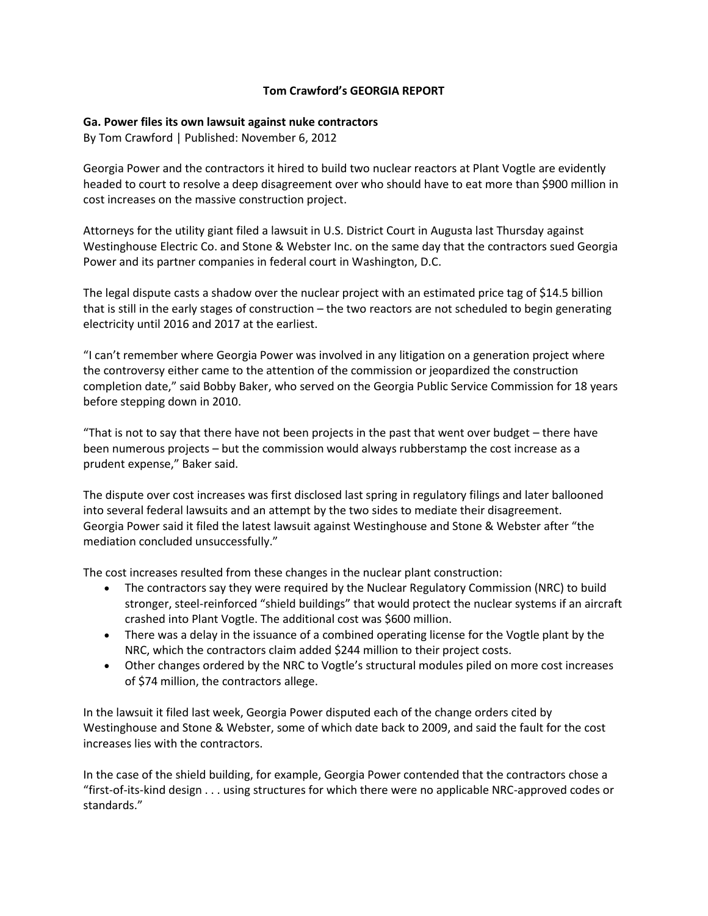**Tom Crawford's GEORGIA REPORT**

**Ga. Power files its own lawsuit against nuke contractors**

By Tom Crawford | Published: November 6, 2012

Georgia Power and the contractors it hired to build two nuclear reactors at Plant Vogtle are evidently headed to court to resolve a deep disagreement over who should have to eat more than $900 million in cost increases on the massive construction project.

Attorneys for the utility giant filed a lawsuit in U.S. District Court in Augusta last Thursday against Westinghouse Electric Co. and Stone & Webster Inc. on the same day that the contractors sued Georgia Power and its partner companies in federal court in Washington, D.C.

The legal dispute casts a shadow over the nuclear project with an estimated price tag of $14.5 billion that is still in the early stages of construction – the two reactors are not scheduled to begin generating electricity until 2016 and 2017 at the earliest.

"I can't remember where Georgia Power was involved in any litigation on a generation project where the controversy either came to the attention of the commission or jeopardized the construction completion date," said Bobby Baker, who served on the Georgia Public Service Commission for 18 years before stepping down in 2010.

"That is not to say that there have not been projects in the past that went over budget – there have been numerous projects – but the commission would always rubberstamp the cost increase as a prudent expense," Baker said.

The dispute over cost increases was first disclosed last spring in regulatory filings and later ballooned into several federal lawsuits and an attempt by the two sides to mediate their disagreement. Georgia Power said it filed the latest lawsuit against Westinghouse and Stone & Webster after "the mediation concluded unsuccessfully."

The cost increases resulted from these changes in the nuclear plant construction:

- The contractors say they were required by the Nuclear Regulatory Commission (NRC) to build stronger, steel-reinforced "shield buildings" that would protect the nuclear systems if an aircraft crashed into Plant Vogtle. The additional cost was $600 million.
- There was a delay in the issuance of a combined operating license for the Vogtle plant by the NRC, which the contractors claim added $244 million to their project costs.
- Other changes ordered by the NRC to Vogtle's structural modules piled on more cost increases of $74 million, the contractors allege.

In the lawsuit it filed last week, Georgia Power disputed each of the change orders cited by Westinghouse and Stone & Webster, some of which date back to 2009, and said the fault for the cost increases lies with the contractors.

In the case of the shield building, for example, Georgia Power contended that the contractors chose a "first-of-its-kind design . . . using structures for which there were no applicable NRC-approved codes or standards."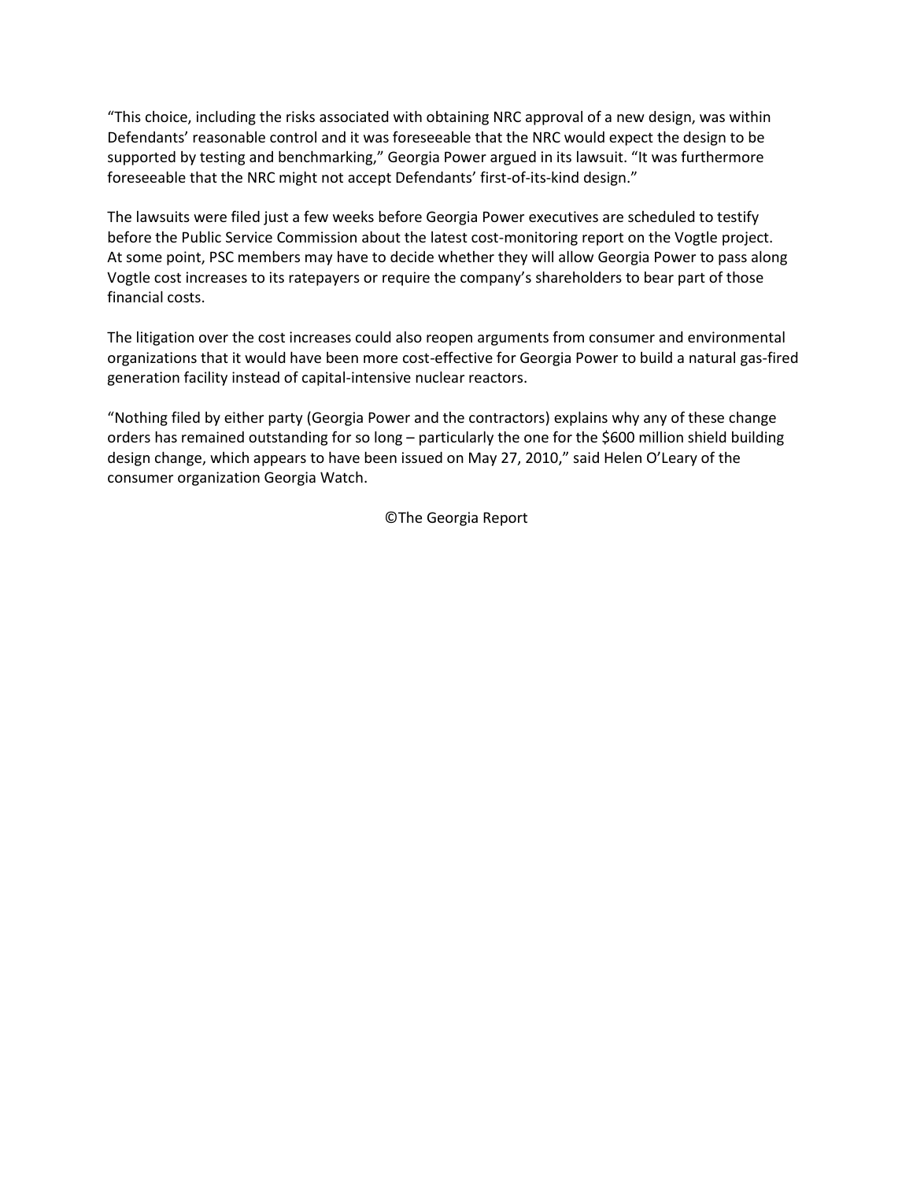"This choice, including the risks associated with obtaining NRC approval of a new design, was within Defendants' reasonable control and it was foreseeable that the NRC would expect the design to be supported by testing and benchmarking," Georgia Power argued in its lawsuit. "It was furthermore foreseeable that the NRC might not accept Defendants' first-of-its-kind design."

The lawsuits were filed just a few weeks before Georgia Power executives are scheduled to testify before the Public Service Commission about the latest cost-monitoring report on the Vogtle project. At some point, PSC members may have to decide whether they will allow Georgia Power to pass along Vogtle cost increases to its ratepayers or require the company's shareholders to bear part of those financial costs.

The litigation over the cost increases could also reopen arguments from consumer and environmental organizations that it would have been more cost-effective for Georgia Power to build a natural gas-fired generation facility instead of capital-intensive nuclear reactors.

"Nothing filed by either party (Georgia Power and the contractors) explains why any of these change orders has remained outstanding for so long – particularly the one for the $600 million shield building design change, which appears to have been issued on May 27, 2010," said Helen O'Leary of the consumer organization Georgia Watch.

©The Georgia Report